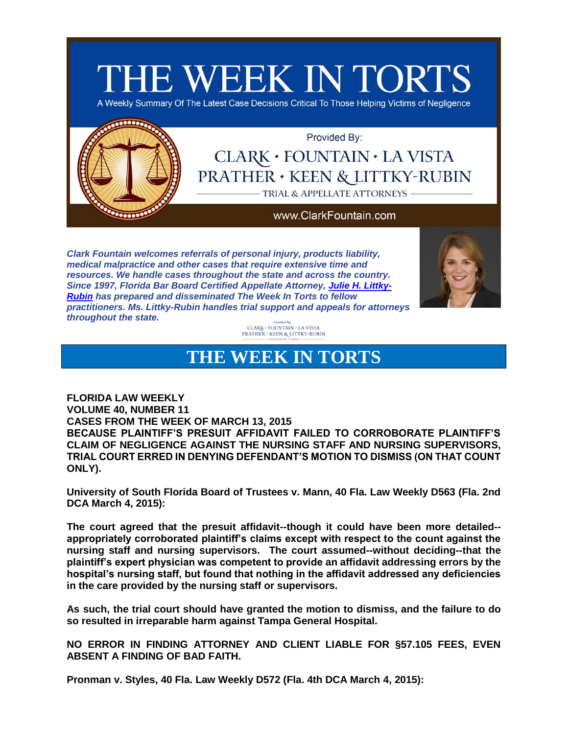# THE WEEK IN TORTS

A Weekly Summary Of The Latest Case Decisions Critical To Those Helping Victims of Negligence

Provided By:

CLARK • FOUNTAIN • LA VISTA PRATHER • KEEN & LITTKY-RUBIN

TRIAL & APPELLATE ATTORNEYS

www.ClarkFountain.com

***Clark Fountain welcomes referrals of personal injury, products liability, medical malpractice and other cases that require extensive time and resources. We handle cases throughout the state and across the country. Since 1997, Florida Bar Board Certified Appellate Attorney, Julie H. Littky-Rubin has prepared and disseminated The Week In Torts to fellow practitioners. Ms. Littky-Rubin handles trial support and appeals for attorneys throughout the state.***

# THE WEEK IN TORTS

**FLORIDA LAW WEEKLY**
**VOLUME 40, NUMBER 11**
**CASES FROM THE WEEK OF MARCH 13, 2015**

**BECAUSE PLAINTIFF'S PRESUIT AFFIDAVIT FAILED TO CORROBORATE PLAINTIFF'S CLAIM OF NEGLIGENCE AGAINST THE NURSING STAFF AND NURSING SUPERVISORS, TRIAL COURT ERRED IN DENYING DEFENDANT'S MOTION TO DISMISS (ON THAT COUNT ONLY).**

**University of South Florida Board of Trustees v. Mann, 40 Fla. Law Weekly D563 (Fla. 2nd DCA March 4, 2015):**

**The court agreed that the presuit affidavit--though it could have been more detailed--appropriately corroborated plaintiff's claims except with respect to the count against the nursing staff and nursing supervisors. The court assumed--without deciding--that the plaintiff's expert physician was competent to provide an affidavit addressing errors by the hospital's nursing staff, but found that nothing in the affidavit addressed any deficiencies in the care provided by the nursing staff or supervisors.**

**As such, the trial court should have granted the motion to dismiss, and the failure to do so resulted in irreparable harm against Tampa General Hospital.**

**NO ERROR IN FINDING ATTORNEY AND CLIENT LIABLE FOR §57.105 FEES, EVEN ABSENT A FINDING OF BAD FAITH.**

**Pronman v. Styles, 40 Fla. Law Weekly D572 (Fla. 4th DCA March 4, 2015):**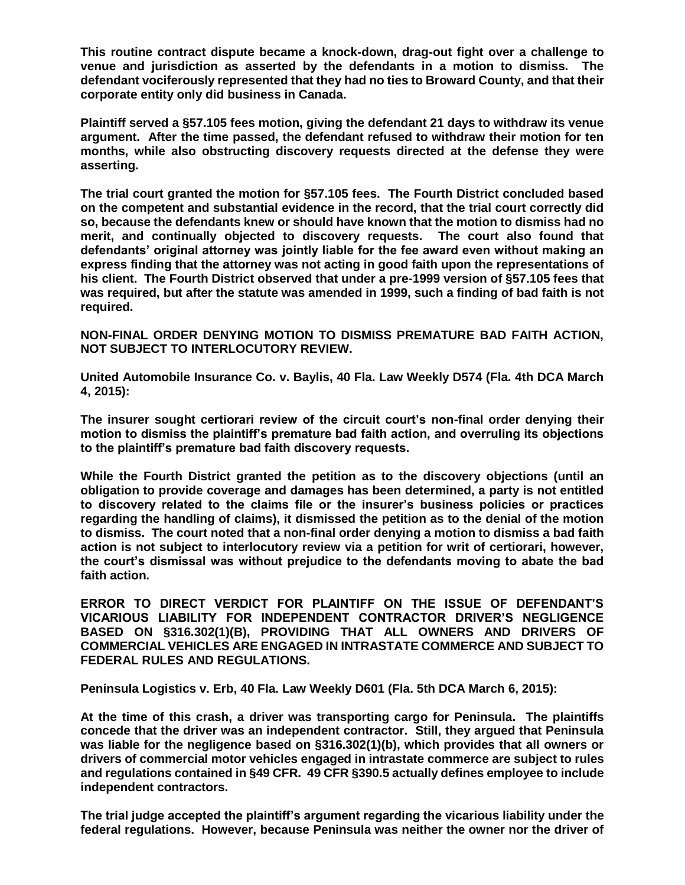**This routine contract dispute became a knock-down, drag-out fight over a challenge to venue and jurisdiction as asserted by the defendants in a motion to dismiss. The defendant vociferously represented that they had no ties to Broward County, and that their corporate entity only did business in Canada.**

**Plaintiff served a §57.105 fees motion, giving the defendant 21 days to withdraw its venue argument. After the time passed, the defendant refused to withdraw their motion for ten months, while also obstructing discovery requests directed at the defense they were asserting.**

**The trial court granted the motion for §57.105 fees. The Fourth District concluded based on the competent and substantial evidence in the record, that the trial court correctly did so, because the defendants knew or should have known that the motion to dismiss had no merit, and continually objected to discovery requests. The court also found that defendants' original attorney was jointly liable for the fee award even without making an express finding that the attorney was not acting in good faith upon the representations of his client. The Fourth District observed that under a pre-1999 version of §57.105 fees that was required, but after the statute was amended in 1999, such a finding of bad faith is not required.**

**NON-FINAL ORDER DENYING MOTION TO DISMISS PREMATURE BAD FAITH ACTION, NOT SUBJECT TO INTERLOCUTORY REVIEW.**

**United Automobile Insurance Co. v. Baylis, 40 Fla. Law Weekly D574 (Fla. 4th DCA March 4, 2015):**

**The insurer sought certiorari review of the circuit court's non-final order denying their motion to dismiss the plaintiff's premature bad faith action, and overruling its objections to the plaintiff's premature bad faith discovery requests.**

**While the Fourth District granted the petition as to the discovery objections (until an obligation to provide coverage and damages has been determined, a party is not entitled to discovery related to the claims file or the insurer's business policies or practices regarding the handling of claims), it dismissed the petition as to the denial of the motion to dismiss. The court noted that a non-final order denying a motion to dismiss a bad faith action is not subject to interlocutory review via a petition for writ of certiorari, however, the court's dismissal was without prejudice to the defendants moving to abate the bad faith action.**

**ERROR TO DIRECT VERDICT FOR PLAINTIFF ON THE ISSUE OF DEFENDANT'S VICARIOUS LIABILITY FOR INDEPENDENT CONTRACTOR DRIVER'S NEGLIGENCE BASED ON §316.302(1)(B), PROVIDING THAT ALL OWNERS AND DRIVERS OF COMMERCIAL VEHICLES ARE ENGAGED IN INTRASTATE COMMERCE AND SUBJECT TO FEDERAL RULES AND REGULATIONS.**

**Peninsula Logistics v. Erb, 40 Fla. Law Weekly D601 (Fla. 5th DCA March 6, 2015):**

**At the time of this crash, a driver was transporting cargo for Peninsula. The plaintiffs concede that the driver was an independent contractor. Still, they argued that Peninsula was liable for the negligence based on §316.302(1)(b), which provides that all owners or drivers of commercial motor vehicles engaged in intrastate commerce are subject to rules and regulations contained in §49 CFR. 49 CFR §390.5 actually defines employee to include independent contractors.**

**The trial judge accepted the plaintiff's argument regarding the vicarious liability under the federal regulations. However, because Peninsula was neither the owner nor the driver of**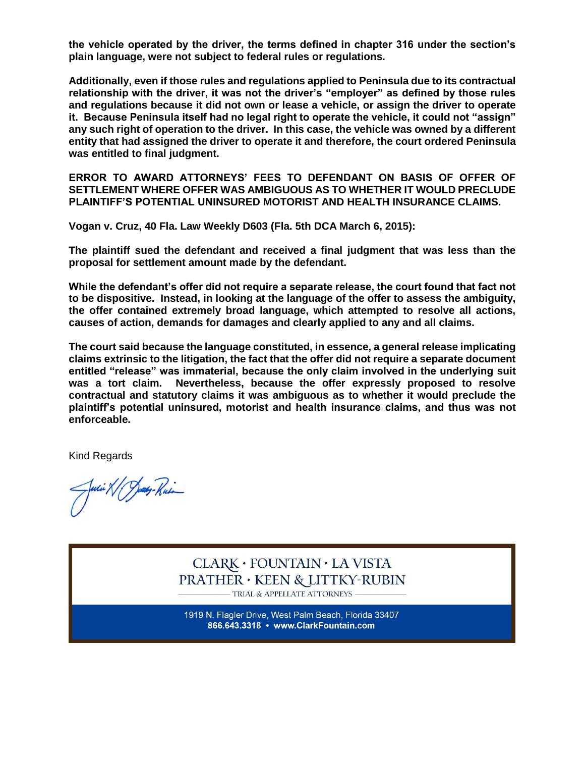**the vehicle operated by the driver, the terms defined in chapter 316 under the section's plain language, were not subject to federal rules or regulations.**

**Additionally, even if those rules and regulations applied to Peninsula due to its contractual relationship with the driver, it was not the driver's "employer" as defined by those rules and regulations because it did not own or lease a vehicle, or assign the driver to operate it. Because Peninsula itself had no legal right to operate the vehicle, it could not "assign" any such right of operation to the driver. In this case, the vehicle was owned by a different entity that had assigned the driver to operate it and therefore, the court ordered Peninsula was entitled to final judgment.**

**ERROR TO AWARD ATTORNEYS' FEES TO DEFENDANT ON BASIS OF OFFER OF SETTLEMENT WHERE OFFER WAS AMBIGUOUS AS TO WHETHER IT WOULD PRECLUDE PLAINTIFF'S POTENTIAL UNINSURED MOTORIST AND HEALTH INSURANCE CLAIMS.**

**Vogan v. Cruz, 40 Fla. Law Weekly D603 (Fla. 5th DCA March 6, 2015):**

**The plaintiff sued the defendant and received a final judgment that was less than the proposal for settlement amount made by the defendant.**

**While the defendant's offer did not require a separate release, the court found that fact not to be dispositive. Instead, in looking at the language of the offer to assess the ambiguity, the offer contained extremely broad language, which attempted to resolve all actions, causes of action, demands for damages and clearly applied to any and all claims.**

**The court said because the language constituted, in essence, a general release implicating claims extrinsic to the litigation, the fact that the offer did not require a separate document entitled "release" was immaterial, because the only claim involved in the underlying suit was a tort claim. Nevertheless, because the offer expressly proposed to resolve contractual and statutory claims it was ambiguous as to whether it would preclude the plaintiff's potential uninsured, motorist and health insurance claims, and thus was not enforceable.**

Kind Regards

CLARK · FOUNTAIN · LA VISTA
PRATHER · KEEN & LITTKY-RUBIN
TRIAL & APPELLATE ATTORNEYS

1919 N. Flagler Drive, West Palm Beach, Florida 33407
**866.643.3318 • www.ClarkFountain.com**